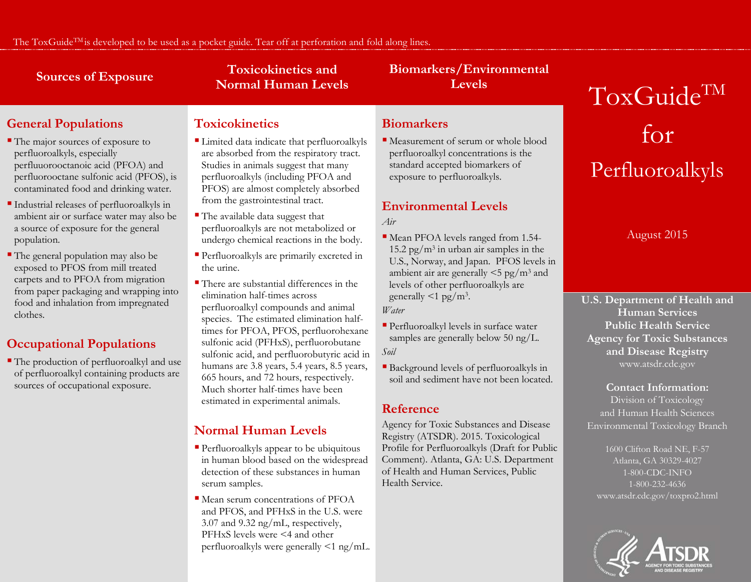The ToxGuide™ is developed to be used as a pocket guide. Tear off at perforation and fold along lines.

# Sources of Exposure

## General Populations

- The major sources of exposure to perfluoroalkyls, especially perfluorooctanoic acid (PFOA) and perfluorooctane sulfonic acid (PFOS), is contaminated food and drinking water.
- Industrial releases of perfluoroalkyls in ambient air or surface water may also be a source of exposure for the general population.
- The general population may also be exposed to PFOS from mill treated carpets and to PFOA from migration from paper packaging and wrapping into food and inhalation from impregnated clothes.

## Occupational Populations

- The production of perfluoroalkyl and use of perfluoroalkyl containing products are sources of occupational exposure.

# Toxicokinetics and Normal Human Levels

## Toxicokinetics

- Limited data indicate that perfluoroalkyls are absorbed from the respiratory tract. Studies in animals suggest that many perfluoroalkyls (including PFOA and PFOS) are almost completely absorbed from the gastrointestinal tract.
- The available data suggest that perfluoroalkyls are not metabolized or undergo chemical reactions in the body.
- Perfluoroalkyls are primarily excreted in the urine.
- There are substantial differences in the elimination half-times across perfluoroalkyl compounds and animal species. The estimated elimination half-times for PFOA, PFOS, perfluorohexane sulfonic acid (PFHxS), perfluorobutane sulfonic acid, and perfluorobutyric acid in humans are 3.8 years, 5.4 years, 8.5 years, 665 hours, and 72 hours, respectively. Much shorter half-times have been estimated in experimental animals.

## Normal Human Levels

- Perfluoroalkyls appear to be ubiquitous in human blood based on the widespread detection of these substances in human serum samples.
- Mean serum concentrations of PFOA and PFOS, and PFHxS in the U.S. were 3.07 and 9.32 ng/mL, respectively, PFHxS levels were <4 and other perfluoroalkyls were generally <1 ng/mL.

# Biomarkers/Environmental Levels

## Biomarkers

- Measurement of serum or whole blood perfluoroalkyl concentrations is the standard accepted biomarkers of exposure to perfluoroalkyls.

## Environmental Levels

*Air*

- Mean PFOA levels ranged from 1.54-15.2 pg/m$^3$ in urban air samples in the U.S., Norway, and Japan. PFOS levels in ambient air are generally <5 pg/m$^3$ and levels of other perfluoroalkyls are generally <1 pg/m$^3$.

*Water*

- Perfluoroalkyl levels in surface water samples are generally below 50 ng/L.

*Soil*

- Background levels of perfluoroalkyls in soil and sediment have not been located.

## Reference

Agency for Toxic Substances and Disease Registry (ATSDR). 2015. Toxicological Profile for Perfluoroalkyls (Draft for Public Comment). Atlanta, GA: U.S. Department of Health and Human Services, Public Health Service.

# ToxGuide™ for Perfluoroalkyls

August 2015

**U.S. Department of Health and Human Services**
**Public Health Service**
**Agency for Toxic Substances and Disease Registry**
www.atsdr.cdc.gov

**Contact Information:**
Division of Toxicology and Human Health Sciences
Environmental Toxicology Branch

1600 Clifton Road NE, F-57
Atlanta, GA 30329-4027
1-800-CDC-INFO
1-800-232-4636
www.atsdr.cdc.gov/toxpro2.html

ATSDR
AGENCY FOR TOXIC SUBSTANCES AND DISEASE REGISTRY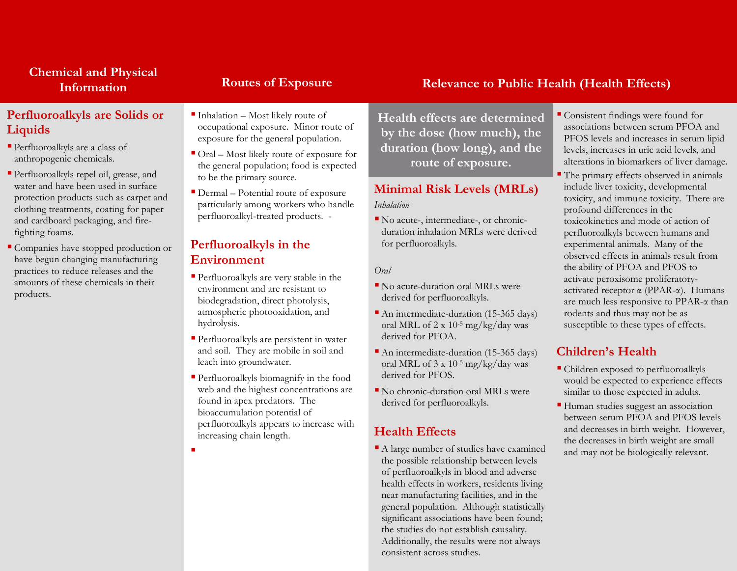## Chemical and Physical Information

### Perfluoroalkyls are Solids or Liquids

- Perfluoroalkyls are a class of anthropogenic chemicals.
- Perfluoroalkyls repel oil, grease, and water and have been used in surface protection products such as carpet and clothing treatments, coating for paper and cardboard packaging, and fire-fighting foams.
- Companies have stopped production or have begun changing manufacturing practices to reduce releases and the amounts of these chemicals in their products.

## Routes of Exposure

- Inhalation – Most likely route of occupational exposure. Minor route of exposure for the general population.
- Oral – Most likely route of exposure for the general population; food is expected to be the primary source.
- Dermal – Potential route of exposure particularly among workers who handle perfluoroalkyl-treated products. -

### Perfluoroalkyls in the Environment

- Perfluoroalkyls are very stable in the environment and are resistant to biodegradation, direct photolysis, atmospheric photooxidation, and hydrolysis.
- Perfluoroalkyls are persistent in water and soil. They are mobile in soil and leach into groundwater.
- Perfluoroalkyls biomagnify in the food web and the highest concentrations are found in apex predators. The bioaccumulation potential of perfluoroalkyls appears to increase with increasing chain length.

## Relevance to Public Health (Health Effects)

**Health effects are determined by the dose (how much), the duration (how long), and the route of exposure.**

### Minimal Risk Levels (MRLs)

*Inhalation*

- No acute-, intermediate-, or chronic-duration inhalation MRLs were derived for perfluoroalkyls.

*Oral*

- No acute-duration oral MRLs were derived for perfluoroalkyls.
- An intermediate-duration (15-365 days) oral MRL of $2 \times 10^{-5}$ mg/kg/day was derived for PFOA.
- An intermediate-duration (15-365 days) oral MRL of $3 \times 10^{-5}$ mg/kg/day was derived for PFOS.
- No chronic-duration oral MRLs were derived for perfluoroalkyls.

### Health Effects

- A large number of studies have examined the possible relationship between levels of perfluoroalkyls in blood and adverse health effects in workers, residents living near manufacturing facilities, and in the general population. Although statistically significant associations have been found; the studies do not establish causality. Additionally, the results were not always consistent across studies.
- Consistent findings were found for associations between serum PFOA and PFOS levels and increases in serum lipid levels, increases in uric acid levels, and alterations in biomarkers of liver damage.
- The primary effects observed in animals include liver toxicity, developmental toxicity, and immune toxicity. There are profound differences in the toxicokinetics and mode of action of perfluoroalkyls between humans and experimental animals. Many of the observed effects in animals result from the ability of PFOA and PFOS to activate peroxisome proliferatory-activated receptor α (PPAR-α). Humans are much less responsive to PPAR-α than rodents and thus may not be as susceptible to these types of effects.

### Children's Health

- Children exposed to perfluoroalkyls would be expected to experience effects similar to those expected in adults.
- Human studies suggest an association between serum PFOA and PFOS levels and decreases in birth weight. However, the decreases in birth weight are small and may not be biologically relevant.